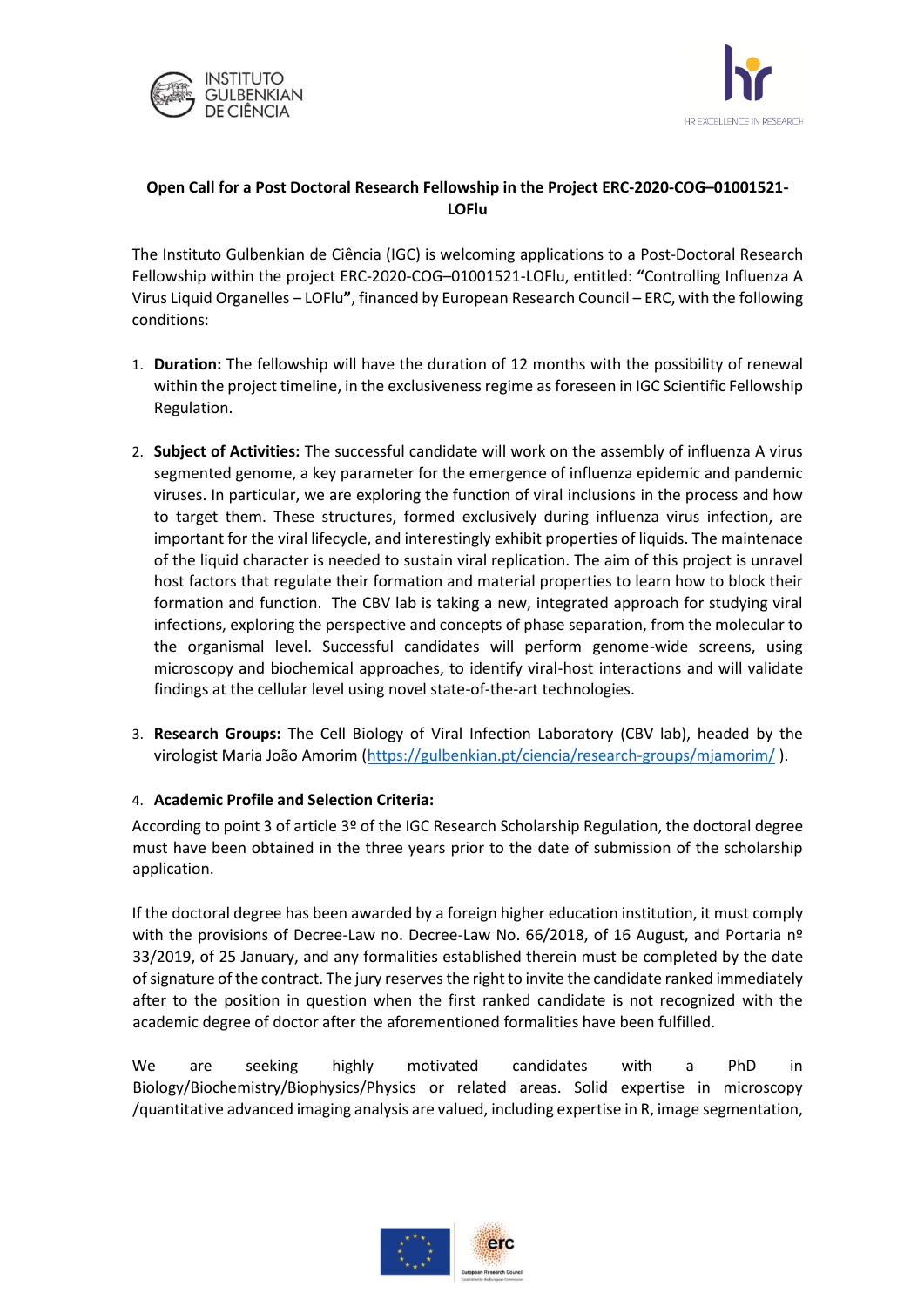**Open Call for a Post Doctoral Research Fellowship in the Project ERC-2020-COG–01001521-LOFlu**

The Instituto Gulbenkian de Ciência (IGC) is welcoming applications to a Post-Doctoral Research Fellowship within the project ERC-2020-COG–01001521-LOFlu, entitled: **"**Controlling Influenza A Virus Liquid Organelles – LOFlu**"**, financed by European Research Council – ERC, with the following conditions:

1. **Duration:** The fellowship will have the duration of 12 months with the possibility of renewal within the project timeline, in the exclusiveness regime as foreseen in IGC Scientific Fellowship Regulation.

2. **Subject of Activities:** The successful candidate will work on the assembly of influenza A virus segmented genome, a key parameter for the emergence of influenza epidemic and pandemic viruses. In particular, we are exploring the function of viral inclusions in the process and how to target them. These structures, formed exclusively during influenza virus infection, are important for the viral lifecycle, and interestingly exhibit properties of liquids. The maintenace of the liquid character is needed to sustain viral replication. The aim of this project is unravel host factors that regulate their formation and material properties to learn how to block their formation and function. The CBV lab is taking a new, integrated approach for studying viral infections, exploring the perspective and concepts of phase separation, from the molecular to the organismal level. Successful candidates will perform genome-wide screens, using microscopy and biochemical approaches, to identify viral-host interactions and will validate findings at the cellular level using novel state-of-the-art technologies.

3. **Research Groups:** The Cell Biology of Viral Infection Laboratory (CBV lab), headed by the virologist Maria João Amorim (https://gulbenkian.pt/ciencia/research-groups/mjamorim/ ).

4. **Academic Profile and Selection Criteria:**

According to point 3 of article 3º of the IGC Research Scholarship Regulation, the doctoral degree must have been obtained in the three years prior to the date of submission of the scholarship application.

If the doctoral degree has been awarded by a foreign higher education institution, it must comply with the provisions of Decree-Law no. Decree-Law No. 66/2018, of 16 August, and Portaria nº 33/2019, of 25 January, and any formalities established therein must be completed by the date of signature of the contract. The jury reserves the right to invite the candidate ranked immediately after to the position in question when the first ranked candidate is not recognized with the academic degree of doctor after the aforementioned formalities have been fulfilled.

We are seeking highly motivated candidates with a PhD in Biology/Biochemistry/Biophysics/Physics or related areas. Solid expertise in microscopy /quantitative advanced imaging analysis are valued, including expertise in R, image segmentation,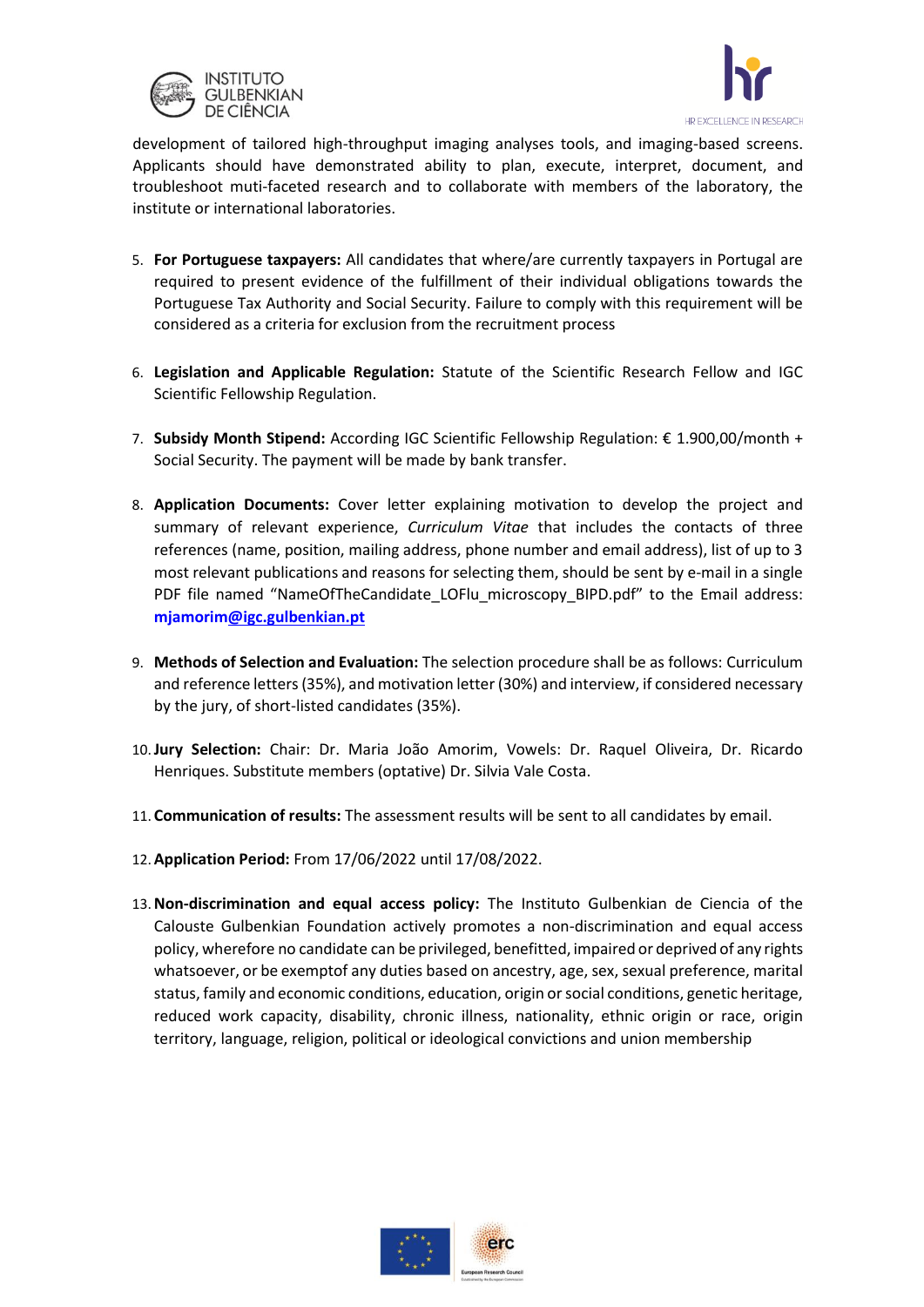development of tailored high-throughput imaging analyses tools, and imaging-based screens. Applicants should have demonstrated ability to plan, execute, interpret, document, and troubleshoot muti-faceted research and to collaborate with members of the laboratory, the institute or international laboratories.

5. **For Portuguese taxpayers:** All candidates that where/are currently taxpayers in Portugal are required to present evidence of the fulfillment of their individual obligations towards the Portuguese Tax Authority and Social Security. Failure to comply with this requirement will be considered as a criteria for exclusion from the recruitment process

6. **Legislation and Applicable Regulation:** Statute of the Scientific Research Fellow and IGC Scientific Fellowship Regulation.

7. **Subsidy Month Stipend:** According IGC Scientific Fellowship Regulation: € 1.900,00/month + Social Security. The payment will be made by bank transfer.

8. **Application Documents:** Cover letter explaining motivation to develop the project and summary of relevant experience, *Curriculum Vitae* that includes the contacts of three references (name, position, mailing address, phone number and email address), list of up to 3 most relevant publications and reasons for selecting them, should be sent by e-mail in a single PDF file named "NameOfTheCandidate_LOFlu_microscopy_BIPD.pdf" to the Email address: **mjamorim@igc.gulbenkian.pt**

9. **Methods of Selection and Evaluation:** The selection procedure shall be as follows: Curriculum and reference letters (35%), and motivation letter (30%) and interview, if considered necessary by the jury, of short-listed candidates (35%).

10. **Jury Selection:** Chair: Dr. Maria João Amorim, Vowels: Dr. Raquel Oliveira, Dr. Ricardo Henriques. Substitute members (optative) Dr. Silvia Vale Costa.

11. **Communication of results:** The assessment results will be sent to all candidates by email.

12. **Application Period:** From 17/06/2022 until 17/08/2022.

13. **Non-discrimination and equal access policy:** The Instituto Gulbenkian de Ciencia of the Calouste Gulbenkian Foundation actively promotes a non-discrimination and equal access policy, wherefore no candidate can be privileged, benefitted, impaired or deprived of any rights whatsoever, or be exemptof any duties based on ancestry, age, sex, sexual preference, marital status, family and economic conditions, education, origin or social conditions, genetic heritage, reduced work capacity, disability, chronic illness, nationality, ethnic origin or race, origin territory, language, religion, political or ideological convictions and union membership